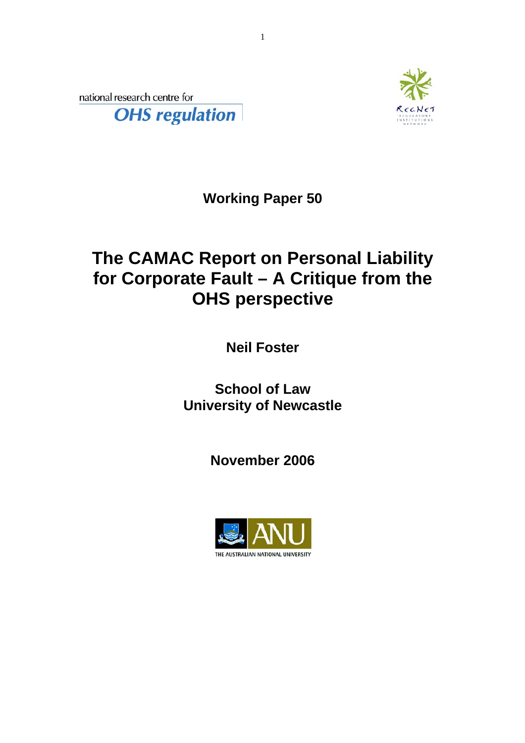national research centre for

**OHS regulation**

**Working Paper 50**

# The CAMAC Report on Personal Liability for Corporate Fault – A Critique from the OHS perspective

**Neil Foster**

**School of Law**
**University of Newcastle**

**November 2006**

THE AUSTRALIAN NATIONAL UNIVERSITY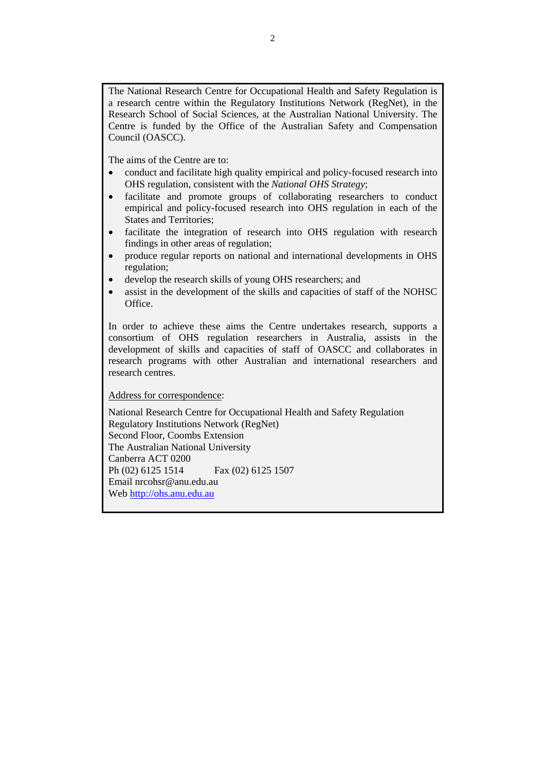The National Research Centre for Occupational Health and Safety Regulation is a research centre within the Regulatory Institutions Network (RegNet), in the Research School of Social Sciences, at the Australian National University. The Centre is funded by the Office of the Australian Safety and Compensation Council (OASCC).

The aims of the Centre are to:

- conduct and facilitate high quality empirical and policy-focused research into OHS regulation, consistent with the *National OHS Strategy*;
- facilitate and promote groups of collaborating researchers to conduct empirical and policy-focused research into OHS regulation in each of the States and Territories;
- facilitate the integration of research into OHS regulation with research findings in other areas of regulation;
- produce regular reports on national and international developments in OHS regulation;
- develop the research skills of young OHS researchers; and
- assist in the development of the skills and capacities of staff of the NOHSC Office.

In order to achieve these aims the Centre undertakes research, supports a consortium of OHS regulation researchers in Australia, assists in the development of skills and capacities of staff of OASCC and collaborates in research programs with other Australian and international researchers and research centres.

Address for correspondence:

National Research Centre for Occupational Health and Safety Regulation
Regulatory Institutions Network (RegNet)
Second Floor, Coombs Extension
The Australian National University
Canberra ACT 0200
Ph (02) 6125 1514 Fax (02) 6125 1507
Email nrcohsr@anu.edu.au
Web http://ohs.anu.edu.au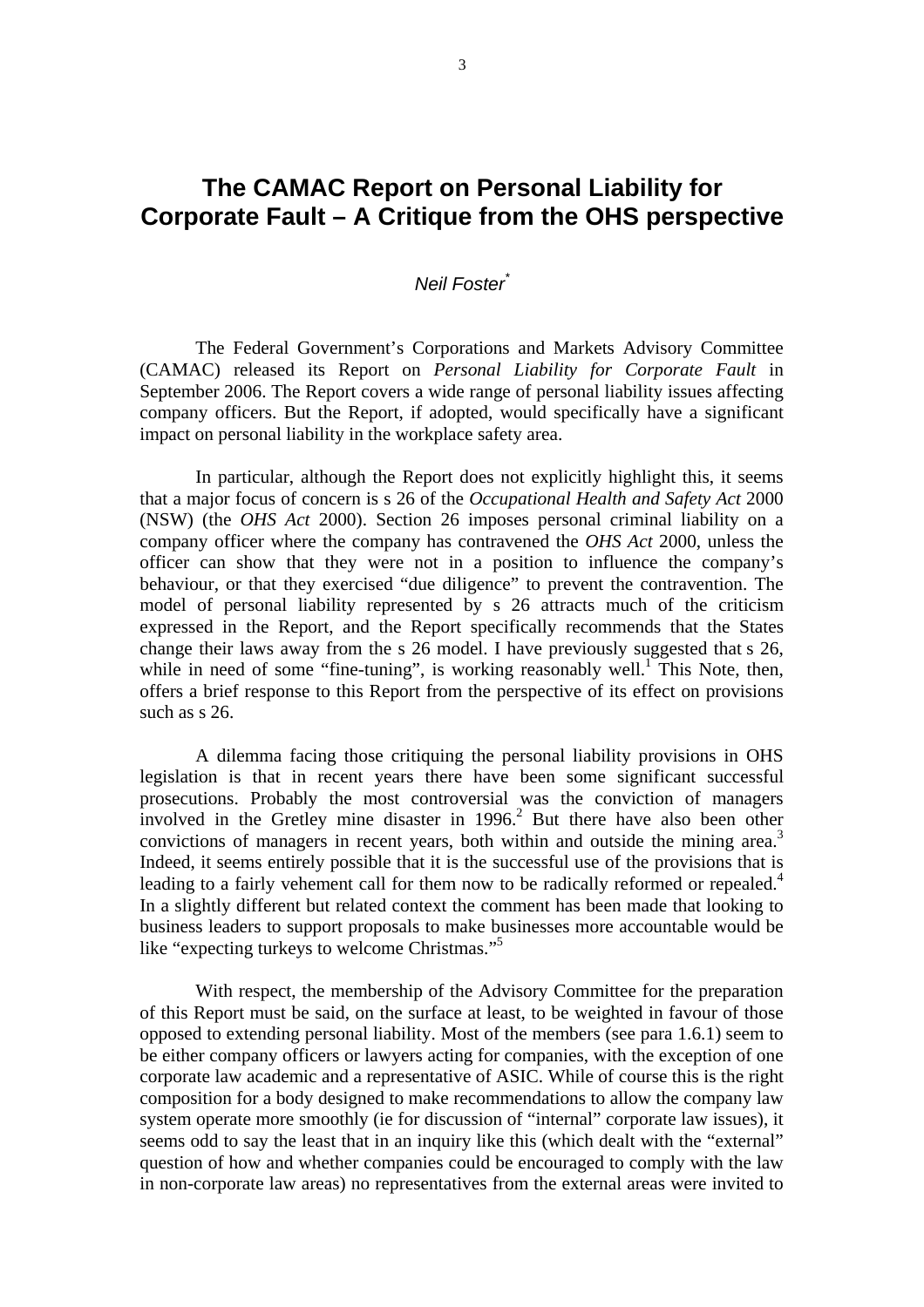# The CAMAC Report on Personal Liability for Corporate Fault – A Critique from the OHS perspective

*Neil Foster*[*]

The Federal Government's Corporations and Markets Advisory Committee (CAMAC) released its Report on *Personal Liability for Corporate Fault* in September 2006. The Report covers a wide range of personal liability issues affecting company officers. But the Report, if adopted, would specifically have a significant impact on personal liability in the workplace safety area.

In particular, although the Report does not explicitly highlight this, it seems that a major focus of concern is s 26 of the *Occupational Health and Safety Act* 2000 (NSW) (the *OHS Act* 2000). Section 26 imposes personal criminal liability on a company officer where the company has contravened the *OHS Act* 2000, unless the officer can show that they were not in a position to influence the company's behaviour, or that they exercised "due diligence" to prevent the contravention. The model of personal liability represented by s 26 attracts much of the criticism expressed in the Report, and the Report specifically recommends that the States change their laws away from the s 26 model. I have previously suggested that s 26, while in need of some "fine-tuning", is working reasonably well.[1] This Note, then, offers a brief response to this Report from the perspective of its effect on provisions such as s 26.

A dilemma facing those critiquing the personal liability provisions in OHS legislation is that in recent years there have been some significant successful prosecutions. Probably the most controversial was the conviction of managers involved in the Gretley mine disaster in 1996.[2] But there have also been other convictions of managers in recent years, both within and outside the mining area.[3] Indeed, it seems entirely possible that it is the successful use of the provisions that is leading to a fairly vehement call for them now to be radically reformed or repealed.[4] In a slightly different but related context the comment has been made that looking to business leaders to support proposals to make businesses more accountable would be like "expecting turkeys to welcome Christmas."[5]

With respect, the membership of the Advisory Committee for the preparation of this Report must be said, on the surface at least, to be weighted in favour of those opposed to extending personal liability. Most of the members (see para 1.6.1) seem to be either company officers or lawyers acting for companies, with the exception of one corporate law academic and a representative of ASIC. While of course this is the right composition for a body designed to make recommendations to allow the company law system operate more smoothly (ie for discussion of "internal" corporate law issues), it seems odd to say the least that in an inquiry like this (which dealt with the "external" question of how and whether companies could be encouraged to comply with the law in non-corporate law areas) no representatives from the external areas were invited to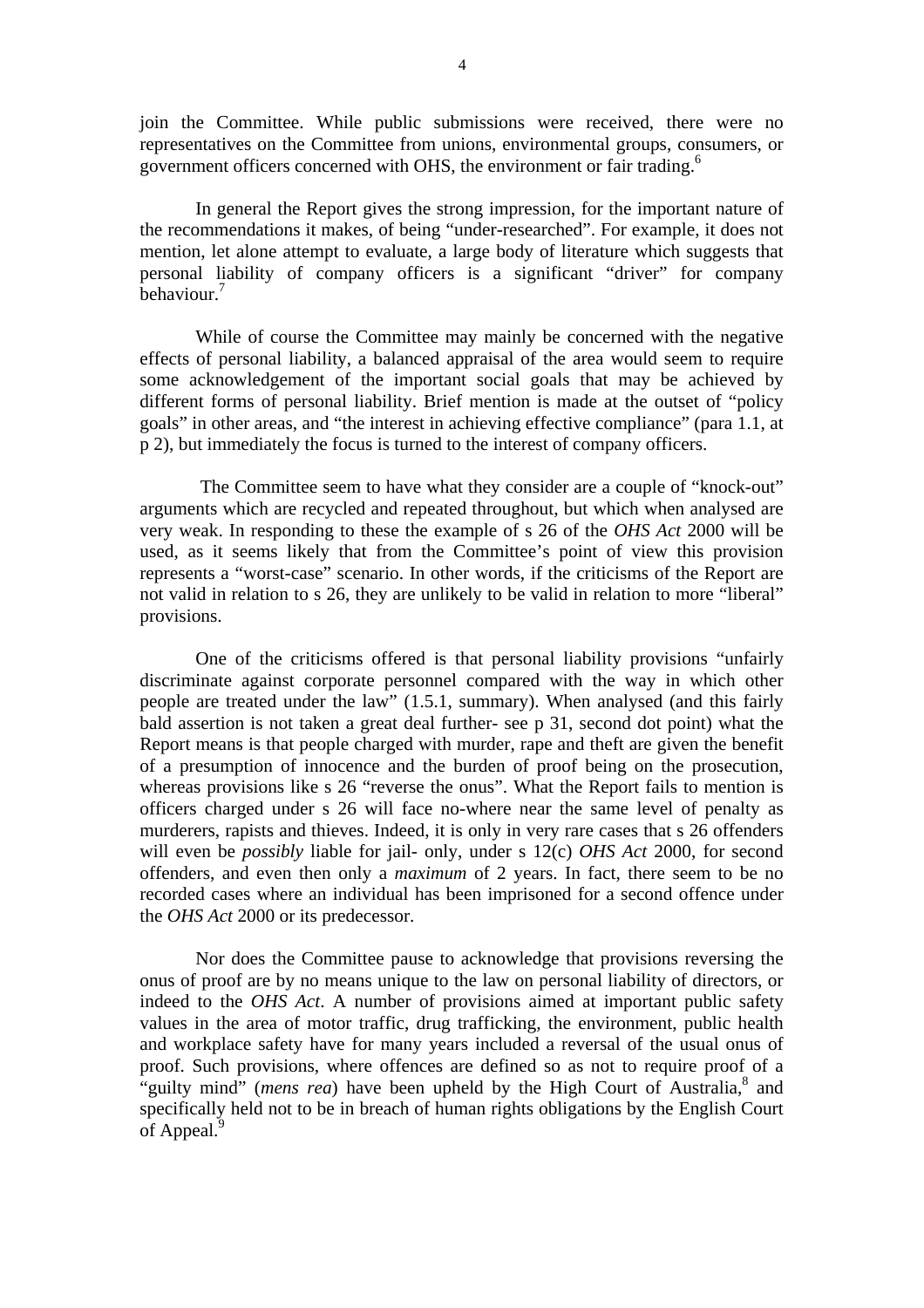join the Committee. While public submissions were received, there were no representatives on the Committee from unions, environmental groups, consumers, or government officers concerned with OHS, the environment or fair trading.[6]

In general the Report gives the strong impression, for the important nature of the recommendations it makes, of being "under-researched". For example, it does not mention, let alone attempt to evaluate, a large body of literature which suggests that personal liability of company officers is a significant "driver" for company behaviour.[7]

While of course the Committee may mainly be concerned with the negative effects of personal liability, a balanced appraisal of the area would seem to require some acknowledgement of the important social goals that may be achieved by different forms of personal liability. Brief mention is made at the outset of "policy goals" in other areas, and "the interest in achieving effective compliance" (para 1.1, at p 2), but immediately the focus is turned to the interest of company officers.

The Committee seem to have what they consider are a couple of "knock-out" arguments which are recycled and repeated throughout, but which when analysed are very weak. In responding to these the example of s 26 of the *OHS Act* 2000 will be used, as it seems likely that from the Committee's point of view this provision represents a "worst-case" scenario. In other words, if the criticisms of the Report are not valid in relation to s 26, they are unlikely to be valid in relation to more "liberal" provisions.

One of the criticisms offered is that personal liability provisions "unfairly discriminate against corporate personnel compared with the way in which other people are treated under the law" (1.5.1, summary). When analysed (and this fairly bald assertion is not taken a great deal further- see p 31, second dot point) what the Report means is that people charged with murder, rape and theft are given the benefit of a presumption of innocence and the burden of proof being on the prosecution, whereas provisions like s 26 "reverse the onus". What the Report fails to mention is officers charged under s 26 will face no-where near the same level of penalty as murderers, rapists and thieves. Indeed, it is only in very rare cases that s 26 offenders will even be *possibly* liable for jail- only, under s 12(c) *OHS Act* 2000, for second offenders, and even then only a *maximum* of 2 years. In fact, there seem to be no recorded cases where an individual has been imprisoned for a second offence under the *OHS Act* 2000 or its predecessor.

Nor does the Committee pause to acknowledge that provisions reversing the onus of proof are by no means unique to the law on personal liability of directors, or indeed to the *OHS Act*. A number of provisions aimed at important public safety values in the area of motor traffic, drug trafficking, the environment, public health and workplace safety have for many years included a reversal of the usual onus of proof. Such provisions, where offences are defined so as not to require proof of a "guilty mind" (*mens rea*) have been upheld by the High Court of Australia,[8] and specifically held not to be in breach of human rights obligations by the English Court of Appeal.[9]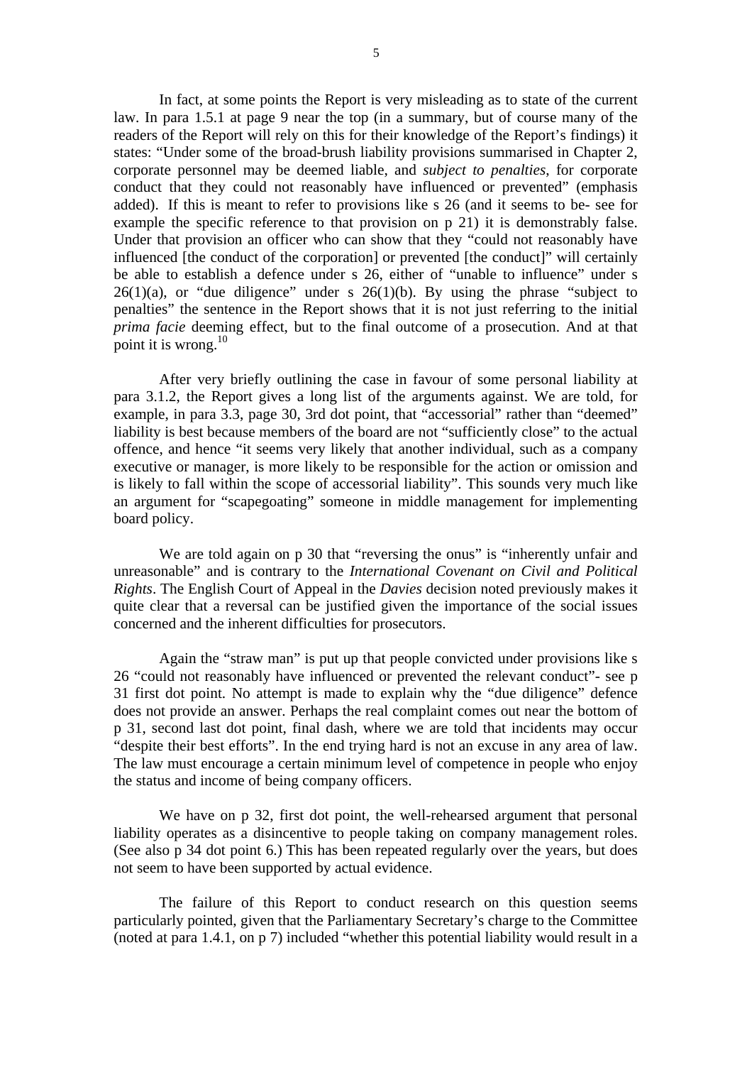In fact, at some points the Report is very misleading as to state of the current law. In para 1.5.1 at page 9 near the top (in a summary, but of course many of the readers of the Report will rely on this for their knowledge of the Report's findings) it states: "Under some of the broad-brush liability provisions summarised in Chapter 2, corporate personnel may be deemed liable, and *subject to penalties*, for corporate conduct that they could not reasonably have influenced or prevented" (emphasis added). If this is meant to refer to provisions like s 26 (and it seems to be- see for example the specific reference to that provision on p 21) it is demonstrably false. Under that provision an officer who can show that they "could not reasonably have influenced [the conduct of the corporation] or prevented [the conduct]" will certainly be able to establish a defence under s 26, either of "unable to influence" under s 26(1)(a), or "due diligence" under s 26(1)(b). By using the phrase "subject to penalties" the sentence in the Report shows that it is not just referring to the initial *prima facie* deeming effect, but to the final outcome of a prosecution. And at that point it is wrong.[10]

After very briefly outlining the case in favour of some personal liability at para 3.1.2, the Report gives a long list of the arguments against. We are told, for example, in para 3.3, page 30, 3rd dot point, that "accessorial" rather than "deemed" liability is best because members of the board are not "sufficiently close" to the actual offence, and hence "it seems very likely that another individual, such as a company executive or manager, is more likely to be responsible for the action or omission and is likely to fall within the scope of accessorial liability". This sounds very much like an argument for "scapegoating" someone in middle management for implementing board policy.

We are told again on p 30 that "reversing the onus" is "inherently unfair and unreasonable" and is contrary to the *International Covenant on Civil and Political Rights*. The English Court of Appeal in the *Davies* decision noted previously makes it quite clear that a reversal can be justified given the importance of the social issues concerned and the inherent difficulties for prosecutors.

Again the "straw man" is put up that people convicted under provisions like s 26 "could not reasonably have influenced or prevented the relevant conduct"- see p 31 first dot point. No attempt is made to explain why the "due diligence" defence does not provide an answer. Perhaps the real complaint comes out near the bottom of p 31, second last dot point, final dash, where we are told that incidents may occur "despite their best efforts". In the end trying hard is not an excuse in any area of law. The law must encourage a certain minimum level of competence in people who enjoy the status and income of being company officers.

We have on p 32, first dot point, the well-rehearsed argument that personal liability operates as a disincentive to people taking on company management roles. (See also p 34 dot point 6.) This has been repeated regularly over the years, but does not seem to have been supported by actual evidence.

The failure of this Report to conduct research on this question seems particularly pointed, given that the Parliamentary Secretary's charge to the Committee (noted at para 1.4.1, on p 7) included "whether this potential liability would result in a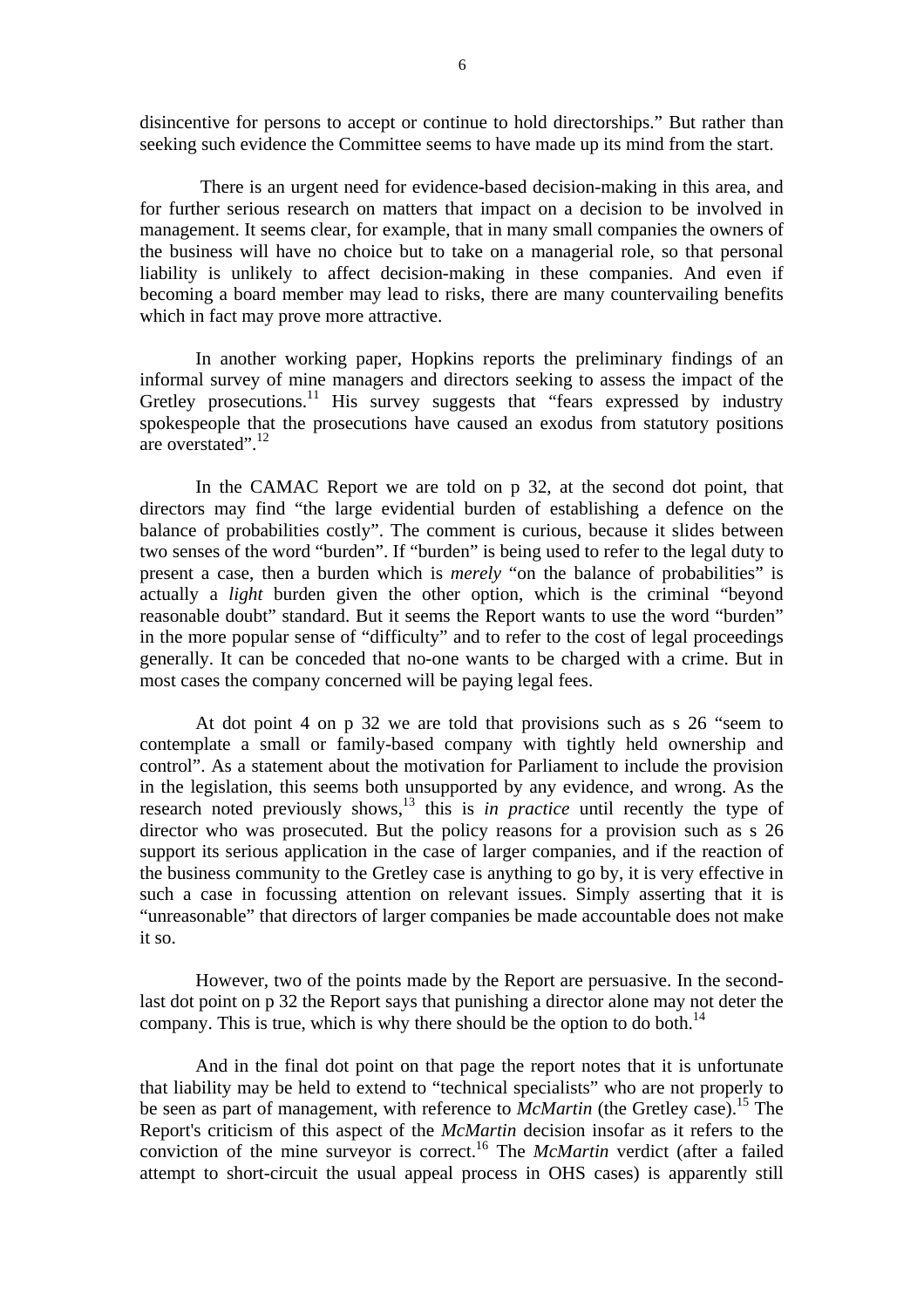disincentive for persons to accept or continue to hold directorships." But rather than seeking such evidence the Committee seems to have made up its mind from the start.

There is an urgent need for evidence-based decision-making in this area, and for further serious research on matters that impact on a decision to be involved in management. It seems clear, for example, that in many small companies the owners of the business will have no choice but to take on a managerial role, so that personal liability is unlikely to affect decision-making in these companies. And even if becoming a board member may lead to risks, there are many countervailing benefits which in fact may prove more attractive.

In another working paper, Hopkins reports the preliminary findings of an informal survey of mine managers and directors seeking to assess the impact of the Gretley prosecutions.[11] His survey suggests that "fears expressed by industry spokespeople that the prosecutions have caused an exodus from statutory positions are overstated".[12]

In the CAMAC Report we are told on p 32, at the second dot point, that directors may find "the large evidential burden of establishing a defence on the balance of probabilities costly". The comment is curious, because it slides between two senses of the word "burden". If "burden" is being used to refer to the legal duty to present a case, then a burden which is *merely* "on the balance of probabilities" is actually a *light* burden given the other option, which is the criminal "beyond reasonable doubt" standard. But it seems the Report wants to use the word "burden" in the more popular sense of "difficulty" and to refer to the cost of legal proceedings generally. It can be conceded that no-one wants to be charged with a crime. But in most cases the company concerned will be paying legal fees.

At dot point 4 on p 32 we are told that provisions such as s 26 "seem to contemplate a small or family-based company with tightly held ownership and control". As a statement about the motivation for Parliament to include the provision in the legislation, this seems both unsupported by any evidence, and wrong. As the research noted previously shows,[13] this is *in practice* until recently the type of director who was prosecuted. But the policy reasons for a provision such as s 26 support its serious application in the case of larger companies, and if the reaction of the business community to the Gretley case is anything to go by, it is very effective in such a case in focussing attention on relevant issues. Simply asserting that it is "unreasonable" that directors of larger companies be made accountable does not make it so.

However, two of the points made by the Report are persuasive. In the second-last dot point on p 32 the Report says that punishing a director alone may not deter the company. This is true, which is why there should be the option to do both.[14]

And in the final dot point on that page the report notes that it is unfortunate that liability may be held to extend to "technical specialists" who are not properly to be seen as part of management, with reference to *McMartin* (the Gretley case).[15] The Report's criticism of this aspect of the *McMartin* decision insofar as it refers to the conviction of the mine surveyor is correct.[16] The *McMartin* verdict (after a failed attempt to short-circuit the usual appeal process in OHS cases) is apparently still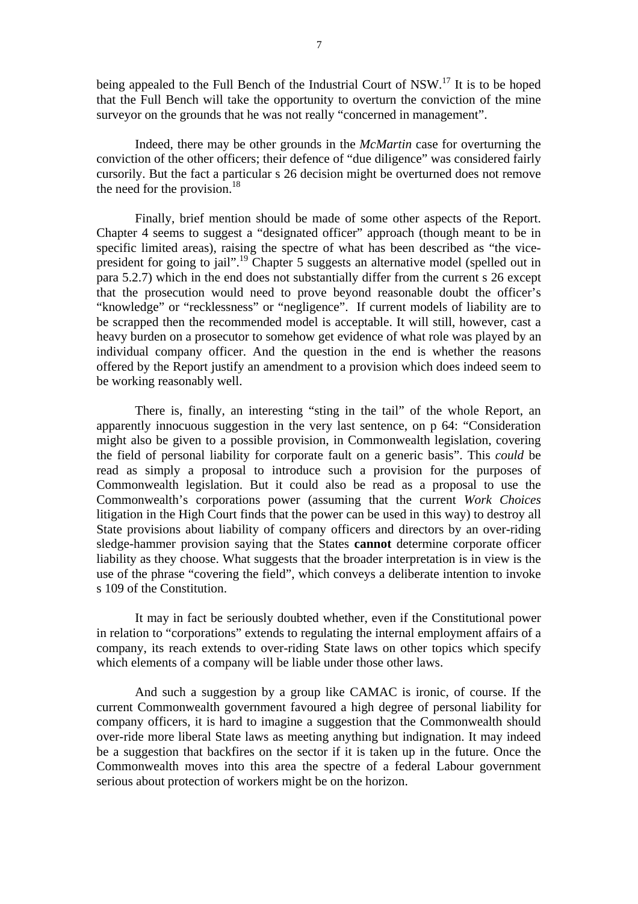being appealed to the Full Bench of the Industrial Court of NSW.[17] It is to be hoped that the Full Bench will take the opportunity to overturn the conviction of the mine surveyor on the grounds that he was not really "concerned in management".

Indeed, there may be other grounds in the *McMartin* case for overturning the conviction of the other officers; their defence of "due diligence" was considered fairly cursorily. But the fact a particular s 26 decision might be overturned does not remove the need for the provision.[18]

Finally, brief mention should be made of some other aspects of the Report. Chapter 4 seems to suggest a "designated officer" approach (though meant to be in specific limited areas), raising the spectre of what has been described as "the vice-president for going to jail".[19] Chapter 5 suggests an alternative model (spelled out in para 5.2.7) which in the end does not substantially differ from the current s 26 except that the prosecution would need to prove beyond reasonable doubt the officer's "knowledge" or "recklessness" or "negligence". If current models of liability are to be scrapped then the recommended model is acceptable. It will still, however, cast a heavy burden on a prosecutor to somehow get evidence of what role was played by an individual company officer. And the question in the end is whether the reasons offered by the Report justify an amendment to a provision which does indeed seem to be working reasonably well.

There is, finally, an interesting "sting in the tail" of the whole Report, an apparently innocuous suggestion in the very last sentence, on p 64: "Consideration might also be given to a possible provision, in Commonwealth legislation, covering the field of personal liability for corporate fault on a generic basis". This *could* be read as simply a proposal to introduce such a provision for the purposes of Commonwealth legislation. But it could also be read as a proposal to use the Commonwealth's corporations power (assuming that the current *Work Choices* litigation in the High Court finds that the power can be used in this way) to destroy all State provisions about liability of company officers and directors by an over-riding sledge-hammer provision saying that the States **cannot** determine corporate officer liability as they choose. What suggests that the broader interpretation is in view is the use of the phrase "covering the field", which conveys a deliberate intention to invoke s 109 of the Constitution.

It may in fact be seriously doubted whether, even if the Constitutional power in relation to "corporations" extends to regulating the internal employment affairs of a company, its reach extends to over-riding State laws on other topics which specify which elements of a company will be liable under those other laws.

And such a suggestion by a group like CAMAC is ironic, of course. If the current Commonwealth government favoured a high degree of personal liability for company officers, it is hard to imagine a suggestion that the Commonwealth should over-ride more liberal State laws as meeting anything but indignation. It may indeed be a suggestion that backfires on the sector if it is taken up in the future. Once the Commonwealth moves into this area the spectre of a federal Labour government serious about protection of workers might be on the horizon.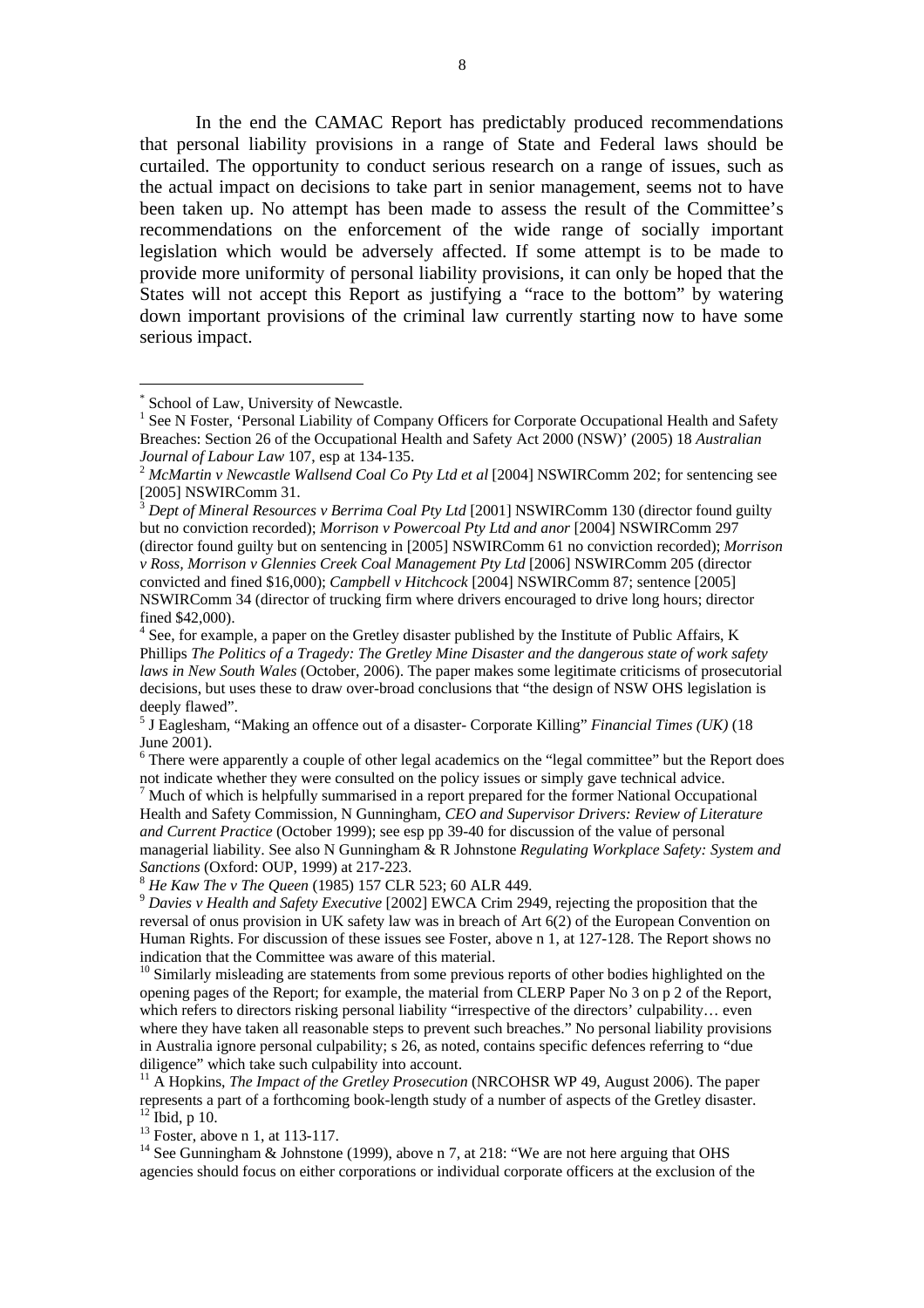In the end the CAMAC Report has predictably produced recommendations that personal liability provisions in a range of State and Federal laws should be curtailed. The opportunity to conduct serious research on a range of issues, such as the actual impact on decisions to take part in senior management, seems not to have been taken up. No attempt has been made to assess the result of the Committee's recommendations on the enforcement of the wide range of socially important legislation which would be adversely affected. If some attempt is to be made to provide more uniformity of personal liability provisions, it can only be hoped that the States will not accept this Report as justifying a "race to the bottom" by watering down important provisions of the criminal law currently starting now to have some serious impact.

---

[*] School of Law, University of Newcastle.

[1] See N Foster, 'Personal Liability of Company Officers for Corporate Occupational Health and Safety Breaches: Section 26 of the Occupational Health and Safety Act 2000 (NSW)' (2005) 18 *Australian Journal of Labour Law* 107, esp at 134-135.

[2] *McMartin v Newcastle Wallsend Coal Co Pty Ltd et al* [2004] NSWIRComm 202; for sentencing see [2005] NSWIRComm 31.

[3] *Dept of Mineral Resources v Berrima Coal Pty Ltd* [2001] NSWIRComm 130 (director found guilty but no conviction recorded); *Morrison v Powercoal Pty Ltd and anor* [2004] NSWIRComm 297 (director found guilty but on sentencing in [2005] NSWIRComm 61 no conviction recorded); *Morrison v Ross, Morrison v Glennies Creek Coal Management Pty Ltd* [2006] NSWIRComm 205 (director convicted and fined $16,000); *Campbell v Hitchcock* [2004] NSWIRComm 87; sentence [2005] NSWIRComm 34 (director of trucking firm where drivers encouraged to drive long hours; director fined $42,000).

[4] See, for example, a paper on the Gretley disaster published by the Institute of Public Affairs, K Phillips *The Politics of a Tragedy: The Gretley Mine Disaster and the dangerous state of work safety laws in New South Wales* (October, 2006). The paper makes some legitimate criticisms of prosecutorial decisions, but uses these to draw over-broad conclusions that "the design of NSW OHS legislation is deeply flawed".

[5] J Eaglesham, "Making an offence out of a disaster- Corporate Killing" *Financial Times (UK)* (18 June 2001).

[6] There were apparently a couple of other legal academics on the "legal committee" but the Report does not indicate whether they were consulted on the policy issues or simply gave technical advice.

[7] Much of which is helpfully summarised in a report prepared for the former National Occupational Health and Safety Commission, N Gunningham, *CEO and Supervisor Drivers: Review of Literature and Current Practice* (October 1999); see esp pp 39-40 for discussion of the value of personal managerial liability. See also N Gunningham & R Johnstone *Regulating Workplace Safety: System and Sanctions* (Oxford: OUP, 1999) at 217-223.

[8] *He Kaw The v The Queen* (1985) 157 CLR 523; 60 ALR 449.

[9] *Davies v Health and Safety Executive* [2002] EWCA Crim 2949, rejecting the proposition that the reversal of onus provision in UK safety law was in breach of Art 6(2) of the European Convention on Human Rights. For discussion of these issues see Foster, above n 1, at 127-128. The Report shows no indication that the Committee was aware of this material.

[10] Similarly misleading are statements from some previous reports of other bodies highlighted on the opening pages of the Report; for example, the material from CLERP Paper No 3 on p 2 of the Report, which refers to directors risking personal liability "irrespective of the directors' culpability… even where they have taken all reasonable steps to prevent such breaches." No personal liability provisions in Australia ignore personal culpability; s 26, as noted, contains specific defences referring to "due diligence" which take such culpability into account.

[11] A Hopkins, *The Impact of the Gretley Prosecution* (NRCOHSR WP 49, August 2006). The paper represents a part of a forthcoming book-length study of a number of aspects of the Gretley disaster.

[12] Ibid, p 10.

[13] Foster, above n 1, at 113-117.

[14] See Gunningham & Johnstone (1999), above n 7, at 218: "We are not here arguing that OHS agencies should focus on either corporations or individual corporate officers at the exclusion of the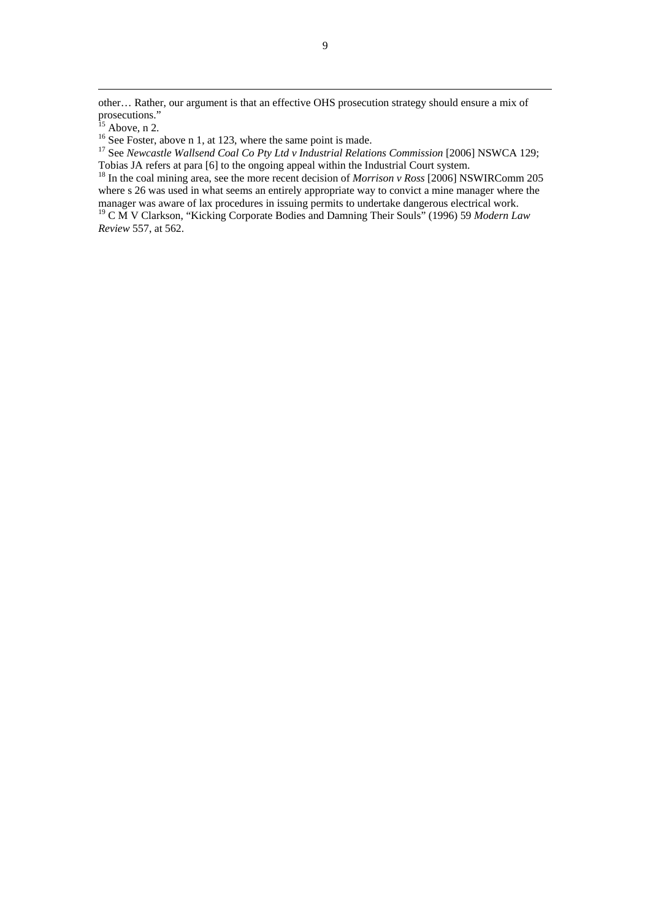other… Rather, our argument is that an effective OHS prosecution strategy should ensure a mix of prosecutions."

[15] Above, n 2.

[16] See Foster, above n 1, at 123, where the same point is made.

[17] See *Newcastle Wallsend Coal Co Pty Ltd v Industrial Relations Commission* [2006] NSWCA 129; Tobias JA refers at para [6] to the ongoing appeal within the Industrial Court system.

[18] In the coal mining area, see the more recent decision of *Morrison v Ross* [2006] NSWIRComm 205 where s 26 was used in what seems an entirely appropriate way to convict a mine manager where the manager was aware of lax procedures in issuing permits to undertake dangerous electrical work.

[19] C M V Clarkson, "Kicking Corporate Bodies and Damning Their Souls" (1996) 59 *Modern Law Review* 557, at 562.